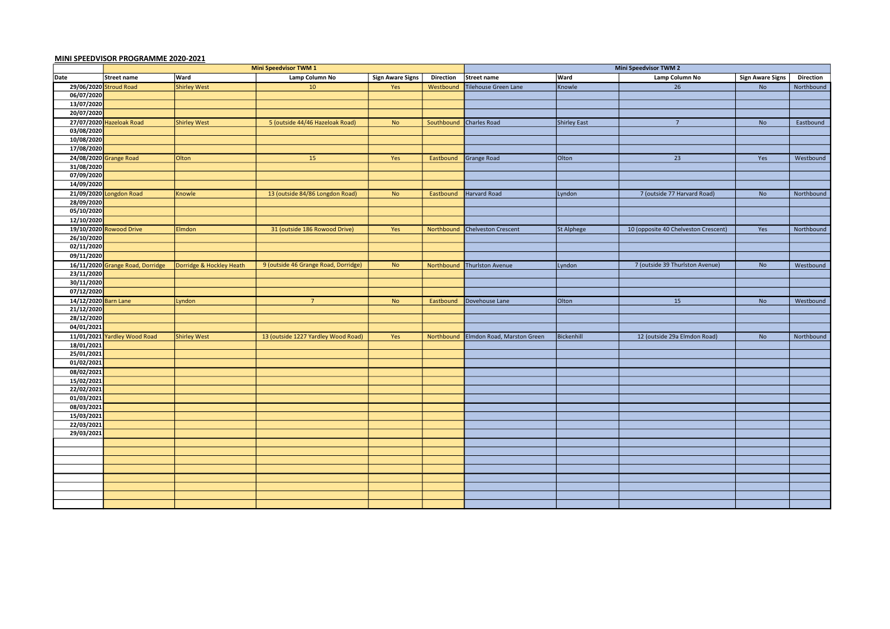## MINI SPEEDVISOR PROGRAMME 2020-2021

| | Mini Speedvisor TWM 1 | | | | | Mini Speedvisor TWM 2 | | | | |
|---|---|---|---|---|---|---|---|---|---|---|
| Date | Street name | Ward | Lamp Column No | Sign Aware Signs | Direction | Street name | Ward | Lamp Column No | Sign Aware Signs | Direction |
| 29/06/2020 | Stroud Road | Shirley West | 10 | Yes | Westbound | Tilehouse Green Lane | Knowle | 26 | No | Northbound |
| 06/07/2020 | | | | | | | | | | |
| 13/07/2020 | | | | | | | | | | |
| 20/07/2020 | | | | | | | | | | |
| 27/07/2020 | Hazeloak Road | Shirley West | 5 (outside 44/46 Hazeloak Road) | No | Southbound | Charles Road | Shirley East | 7 | No | Eastbound |
| 03/08/2020 | | | | | | | | | | |
| 10/08/2020 | | | | | | | | | | |
| 17/08/2020 | | | | | | | | | | |
| 24/08/2020 | Grange Road | Olton | 15 | Yes | Eastbound | Grange Road | Olton | 23 | Yes | Westbound |
| 31/08/2020 | | | | | | | | | | |
| 07/09/2020 | | | | | | | | | | |
| 14/09/2020 | | | | | | | | | | |
| 21/09/2020 | Longdon Road | Knowle | 13 (outside 84/86 Longdon Road) | No | Eastbound | Harvard Road | Lyndon | 7 (outside 77 Harvard Road) | No | Northbound |
| 28/09/2020 | | | | | | | | | | |
| 05/10/2020 | | | | | | | | | | |
| 12/10/2020 | | | | | | | | | | |
| 19/10/2020 | Rowood Drive | Elmdon | 31 (outside 186 Rowood Drive) | Yes | Northbound | Chelveston Crescent | St Alphege | 10 (opposite 40 Chelveston Crescent) | Yes | Northbound |
| 26/10/2020 | | | | | | | | | | |
| 02/11/2020 | | | | | | | | | | |
| 09/11/2020 | | | | | | | | | | |
| 16/11/2020 | Grange Road, Dorridge | Dorridge & Hockley Heath | 9 (outside 46 Grange Road, Dorridge) | No | Northbound | Thurlston Avenue | Lyndon | 7 (outside 39 Thurlston Avenue) | No | Westbound |
| 23/11/2020 | | | | | | | | | | |
| 30/11/2020 | | | | | | | | | | |
| 07/12/2020 | | | | | | | | | | |
| 14/12/2020 | Barn Lane | Lyndon | 7 | No | Eastbound | Dovehouse Lane | Olton | 15 | No | Westbound |
| 21/12/2020 | | | | | | | | | | |
| 28/12/2020 | | | | | | | | | | |
| 04/01/2021 | | | | | | | | | | |
| 11/01/2021 | Yardley Wood Road | Shirley West | 13 (outside 1227 Yardley Wood Road) | Yes | Northbound | Elmdon Road, Marston Green | Bickenhill | 12 (outside 29a Elmdon Road) | No | Northbound |
| 18/01/2021 | | | | | | | | | | |
| 25/01/2021 | | | | | | | | | | |
| 01/02/2021 | | | | | | | | | | |
| 08/02/2021 | | | | | | | | | | |
| 15/02/2021 | | | | | | | | | | |
| 22/02/2021 | | | | | | | | | | |
| 01/03/2021 | | | | | | | | | | |
| 08/03/2021 | | | | | | | | | | |
| 15/03/2021 | | | | | | | | | | |
| 22/03/2021 | | | | | | | | | | |
| 29/03/2021 | | | | | | | | | | |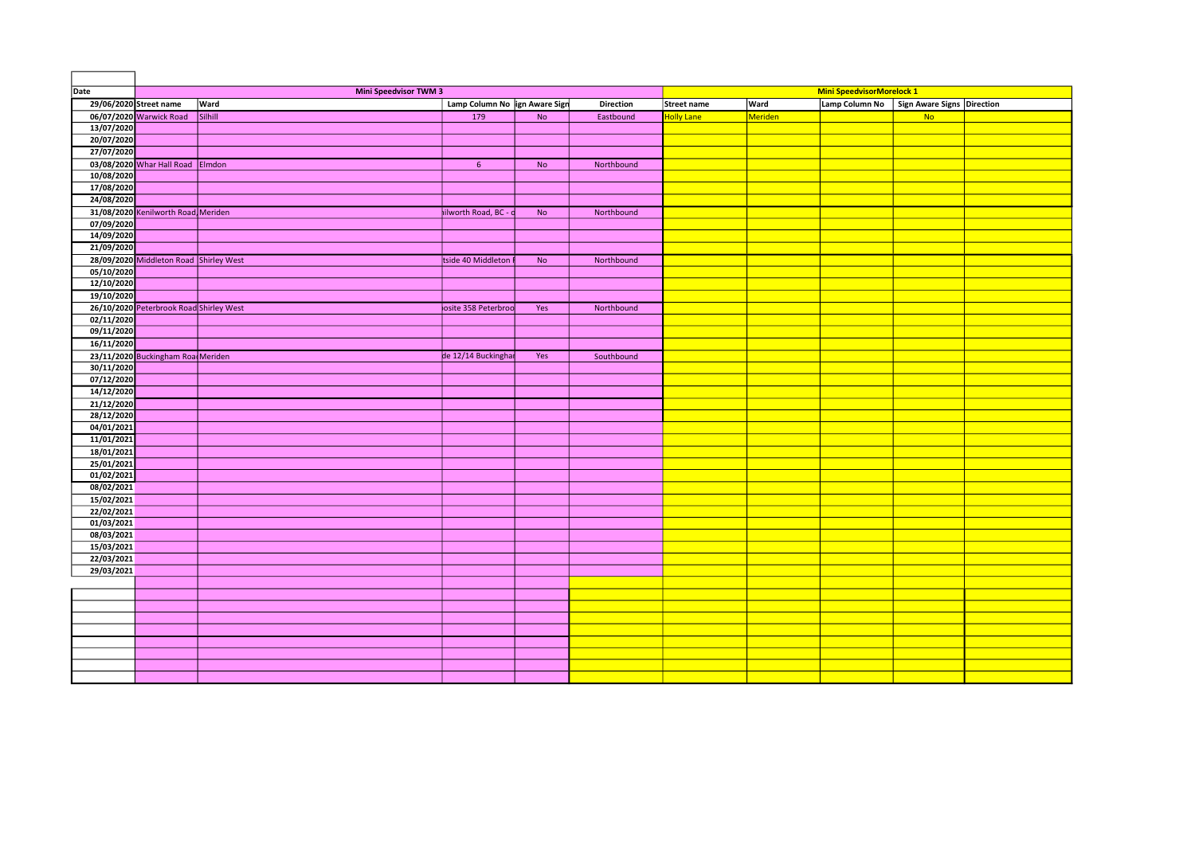| Date | Mini Speedvisor TWM 3 | | | | | Mini SpeedvisorMorelock 1 | | | | |
|---|---|---|---|---|---|---|---|---|---|---|
| 29/06/2020 | Street name | Ward | Lamp Column No | ign Aware Sign | Direction | Street name | Ward | Lamp Column No | Sign Aware Signs | Direction |
| 06/07/2020 | Warwick Road | Silhill | 179 | No | Eastbound | Holly Lane | Meriden | | No | |
| 13/07/2020 | | | | | | | | | | |
| 20/07/2020 | | | | | | | | | | |
| 27/07/2020 | | | | | | | | | | |
| 03/08/2020 | Whar Hall Road | Elmdon | 6 | No | Northbound | | | | | |
| 10/08/2020 | | | | | | | | | | |
| 17/08/2020 | | | | | | | | | | |
| 24/08/2020 | | | | | | | | | | |
| 31/08/2020 | Kenilworth Road, | Meriden | ilworth Road, BC - o | No | Northbound | | | | | |
| 07/09/2020 | | | | | | | | | | |
| 14/09/2020 | | | | | | | | | | |
| 21/09/2020 | | | | | | | | | | |
| 28/09/2020 | Middleton Road | Shirley West | tside 40 Middleton I | No | Northbound | | | | | |
| 05/10/2020 | | | | | | | | | | |
| 12/10/2020 | | | | | | | | | | |
| 19/10/2020 | | | | | | | | | | |
| 26/10/2020 | Peterbrook Road | Shirley West | osite 358 Peterbroo | Yes | Northbound | | | | | |
| 02/11/2020 | | | | | | | | | | |
| 09/11/2020 | | | | | | | | | | |
| 16/11/2020 | | | | | | | | | | |
| 23/11/2020 | Buckingham Roa | Meriden | de 12/14 Buckinghar | Yes | Southbound | | | | | |
| 30/11/2020 | | | | | | | | | | |
| 07/12/2020 | | | | | | | | | | |
| 14/12/2020 | | | | | | | | | | |
| 21/12/2020 | | | | | | | | | | |
| 28/12/2020 | | | | | | | | | | |
| 04/01/2021 | | | | | | | | | | |
| 11/01/2021 | | | | | | | | | | |
| 18/01/2021 | | | | | | | | | | |
| 25/01/2021 | | | | | | | | | | |
| 01/02/2021 | | | | | | | | | | |
| 08/02/2021 | | | | | | | | | | |
| 15/02/2021 | | | | | | | | | | |
| 22/02/2021 | | | | | | | | | | |
| 01/03/2021 | | | | | | | | | | |
| 08/03/2021 | | | | | | | | | | |
| 15/03/2021 | | | | | | | | | | |
| 22/03/2021 | | | | | | | | | | |
| 29/03/2021 | | | | | | | | | | |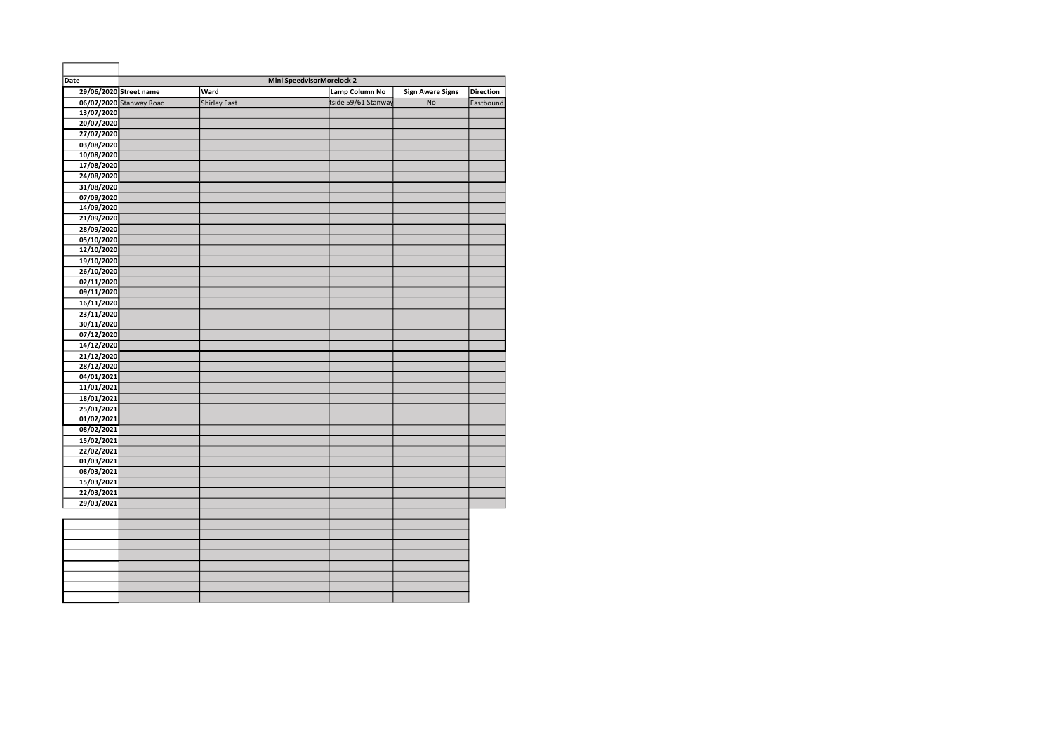| Date | Mini SpeedvisorMorelock 2 | | | | |
|---|---|---|---|---|---|
| 29/06/2020 | Street name | Ward | Lamp Column No | Sign Aware Signs | Direction |
| 06/07/2020 | Stanway Road | Shirley East | tside 59/61 Stanway | No | Eastbound |
| 13/07/2020 | | | | | |
| 20/07/2020 | | | | | |
| 27/07/2020 | | | | | |
| 03/08/2020 | | | | | |
| 10/08/2020 | | | | | |
| 17/08/2020 | | | | | |
| 24/08/2020 | | | | | |
| 31/08/2020 | | | | | |
| 07/09/2020 | | | | | |
| 14/09/2020 | | | | | |
| 21/09/2020 | | | | | |
| 28/09/2020 | | | | | |
| 05/10/2020 | | | | | |
| 12/10/2020 | | | | | |
| 19/10/2020 | | | | | |
| 26/10/2020 | | | | | |
| 02/11/2020 | | | | | |
| 09/11/2020 | | | | | |
| 16/11/2020 | | | | | |
| 23/11/2020 | | | | | |
| 30/11/2020 | | | | | |
| 07/12/2020 | | | | | |
| 14/12/2020 | | | | | |
| 21/12/2020 | | | | | |
| 28/12/2020 | | | | | |
| 04/01/2021 | | | | | |
| 11/01/2021 | | | | | |
| 18/01/2021 | | | | | |
| 25/01/2021 | | | | | |
| 01/02/2021 | | | | | |
| 08/02/2021 | | | | | |
| 15/02/2021 | | | | | |
| 22/02/2021 | | | | | |
| 01/03/2021 | | | | | |
| 08/03/2021 | | | | | |
| 15/03/2021 | | | | | |
| 22/03/2021 | | | | | |
| 29/03/2021 | | | | | |